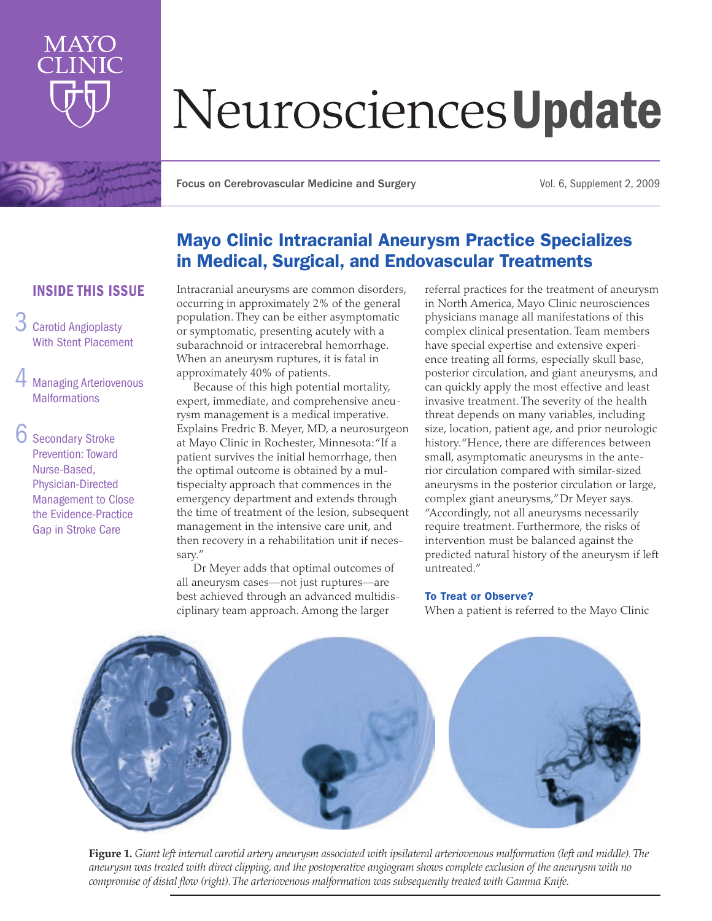# Neurosciences Update

Focus on Cerebrovascular Medicine and Surgery

Vol. 6, Supplement 2, 2009

## Mayo Clinic Intracranial Aneurysm Practice Specializes in Medical, Surgical, and Endovascular Treatments

**INSIDE THIS ISSUE**

3 Carotid Angioplasty With Stent Placement

4 Managing Arteriovenous Malformations

6 Secondary Stroke Prevention: Toward Nurse-Based, Physician-Directed Management to Close the Evidence-Practice Gap in Stroke Care

Intracranial aneurysms are common disorders, occurring in approximately 2% of the general population. They can be either asymptomatic or symptomatic, presenting acutely with a subarachnoid or intracerebral hemorrhage. When an aneurysm ruptures, it is fatal in approximately 40% of patients.

Because of this high potential mortality, expert, immediate, and comprehensive aneurysm management is a medical imperative. Explains Fredric B. Meyer, MD, a neurosurgeon at Mayo Clinic in Rochester, Minnesota: "If a patient survives the initial hemorrhage, then the optimal outcome is obtained by a multispecialty approach that commences in the emergency department and extends through the time of treatment of the lesion, subsequent management in the intensive care unit, and then recovery in a rehabilitation unit if necessary."

Dr Meyer adds that optimal outcomes of all aneurysm cases—not just ruptures—are best achieved through an advanced multidisciplinary team approach. Among the larger referral practices for the treatment of aneurysm in North America, Mayo Clinic neurosciences physicians manage all manifestations of this complex clinical presentation. Team members have special expertise and extensive experience treating all forms, especially skull base, posterior circulation, and giant aneurysms, and can quickly apply the most effective and least invasive treatment. The severity of the health threat depends on many variables, including size, location, patient age, and prior neurologic history. "Hence, there are differences between small, asymptomatic aneurysms in the anterior circulation compared with similar-sized aneurysms in the posterior circulation or large, complex giant aneurysms," Dr Meyer says. "Accordingly, not all aneurysms necessarily require treatment. Furthermore, the risks of intervention must be balanced against the predicted natural history of the aneurysm if left untreated."

### To Treat or Observe?

When a patient is referred to the Mayo Clinic

**Figure 1.** *Giant left internal carotid artery aneurysm associated with ipsilateral arteriovenous malformation (left and middle). The aneurysm was treated with direct clipping, and the postoperative angiogram shows complete exclusion of the aneurysm with no compromise of distal flow (right). The arteriovenous malformation was subsequently treated with Gamma Knife.*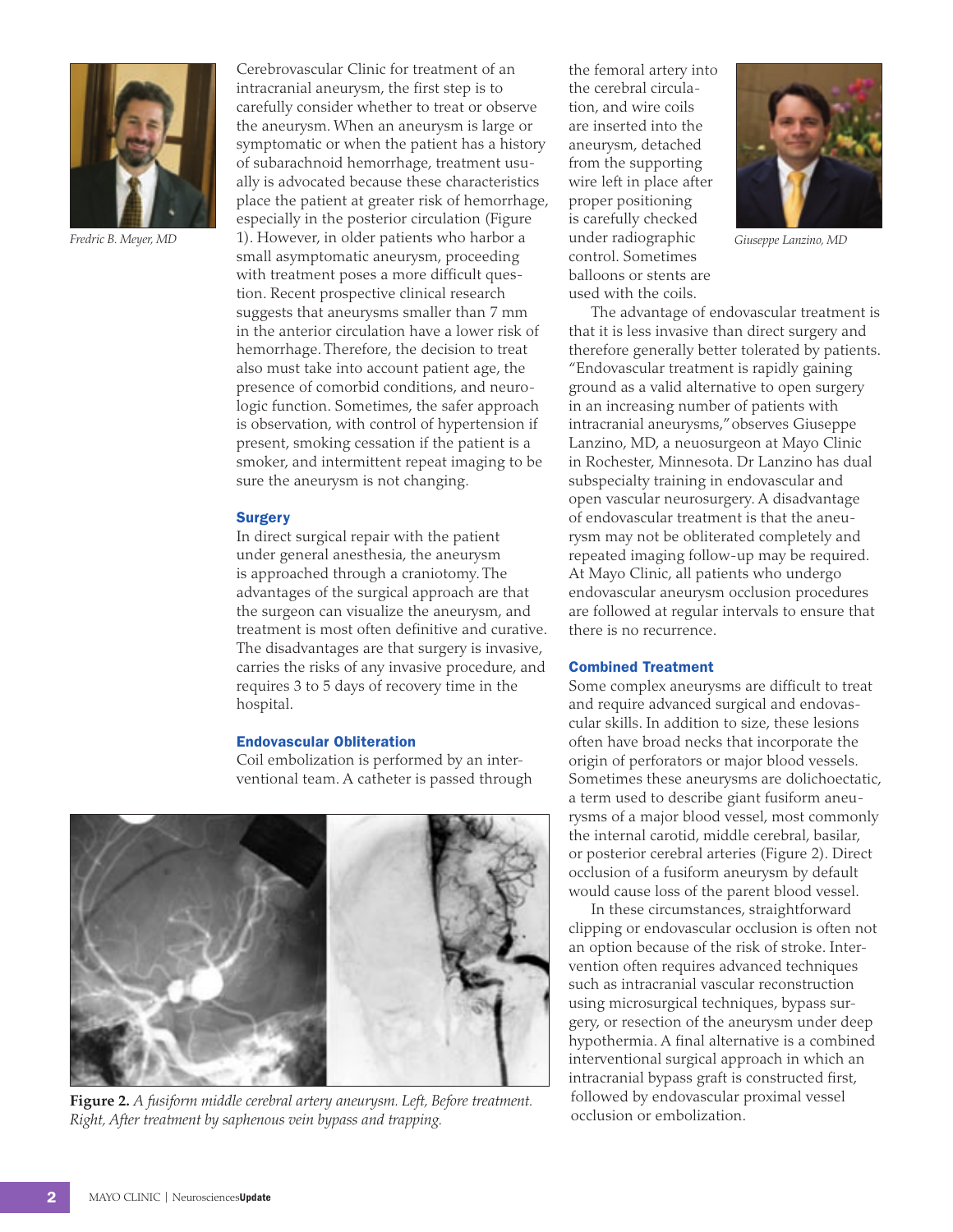Fredric B. Meyer, MD

Cerebrovascular Clinic for treatment of an intracranial aneurysm, the first step is to carefully consider whether to treat or observe the aneurysm. When an aneurysm is large or symptomatic or when the patient has a history of subarachnoid hemorrhage, treatment usually is advocated because these characteristics place the patient at greater risk of hemorrhage, especially in the posterior circulation (Figure 1). However, in older patients who harbor a small asymptomatic aneurysm, proceeding with treatment poses a more difficult question. Recent prospective clinical research suggests that aneurysms smaller than 7 mm in the anterior circulation have a lower risk of hemorrhage. Therefore, the decision to treat also must take into account patient age, the presence of comorbid conditions, and neurologic function. Sometimes, the safer approach is observation, with control of hypertension if present, smoking cessation if the patient is a smoker, and intermittent repeat imaging to be sure the aneurysm is not changing.

### Surgery

In direct surgical repair with the patient under general anesthesia, the aneurysm is approached through a craniotomy. The advantages of the surgical approach are that the surgeon can visualize the aneurysm, and treatment is most often definitive and curative. The disadvantages are that surgery is invasive, carries the risks of any invasive procedure, and requires 3 to 5 days of recovery time in the hospital.

### Endovascular Obliteration

Coil embolization is performed by an interventional team. A catheter is passed through the femoral artery into the cerebral circulation, and wire coils are inserted into the aneurysm, detached from the supporting wire left in place after proper positioning is carefully checked under radiographic control. Sometimes balloons or stents are used with the coils.

Giuseppe Lanzino, MD

The advantage of endovascular treatment is that it is less invasive than direct surgery and therefore generally better tolerated by patients. "Endovascular treatment is rapidly gaining ground as a valid alternative to open surgery in an increasing number of patients with intracranial aneurysms," observes Giuseppe Lanzino, MD, a neuosurgeon at Mayo Clinic in Rochester, Minnesota. Dr Lanzino has dual subspecialty training in endovascular and open vascular neurosurgery. A disadvantage of endovascular treatment is that the aneurysm may not be obliterated completely and repeated imaging follow-up may be required. At Mayo Clinic, all patients who undergo endovascular aneurysm occlusion procedures are followed at regular intervals to ensure that there is no recurrence.

### Combined Treatment

Some complex aneurysms are difficult to treat and require advanced surgical and endovascular skills. In addition to size, these lesions often have broad necks that incorporate the origin of perforators or major blood vessels. Sometimes these aneurysms are dolichoectatic, a term used to describe giant fusiform aneurysms of a major blood vessel, most commonly the internal carotid, middle cerebral, basilar, or posterior cerebral arteries (Figure 2). Direct occlusion of a fusiform aneurysm by default would cause loss of the parent blood vessel.

In these circumstances, straightforward clipping or endovascular occlusion is often not an option because of the risk of stroke. Intervention often requires advanced techniques such as intracranial vascular reconstruction using microsurgical techniques, bypass surgery, or resection of the aneurysm under deep hypothermia. A final alternative is a combined interventional surgical approach in which an intracranial bypass graft is constructed first, followed by endovascular proximal vessel occlusion or embolization.

**Figure 2.** *A fusiform middle cerebral artery aneurysm. Left, Before treatment. Right, After treatment by saphenous vein bypass and trapping.*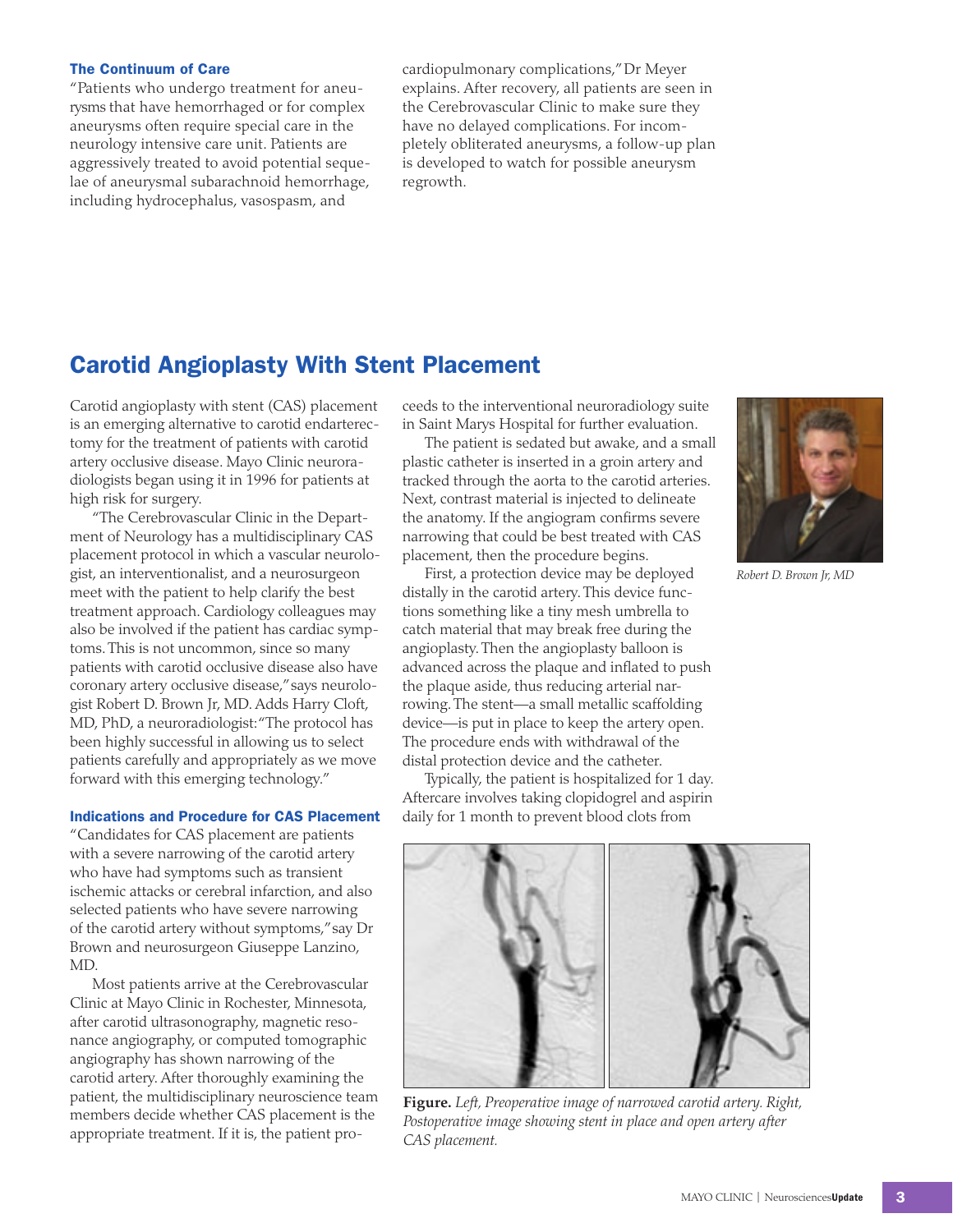### The Continuum of Care

"Patients who undergo treatment for aneurysms that have hemorrhaged or for complex aneurysms often require special care in the neurology intensive care unit. Patients are aggressively treated to avoid potential sequelae of aneurysmal subarachnoid hemorrhage, including hydrocephalus, vasospasm, and cardiopulmonary complications," Dr Meyer explains. After recovery, all patients are seen in the Cerebrovascular Clinic to make sure they have no delayed complications. For incompletely obliterated aneurysms, a follow-up plan is developed to watch for possible aneurysm regrowth.

## Carotid Angioplasty With Stent Placement

Carotid angioplasty with stent (CAS) placement is an emerging alternative to carotid endarterectomy for the treatment of patients with carotid artery occlusive disease. Mayo Clinic neuroradiologists began using it in 1996 for patients at high risk for surgery.

"The Cerebrovascular Clinic in the Department of Neurology has a multidisciplinary CAS placement protocol in which a vascular neurologist, an interventionalist, and a neurosurgeon meet with the patient to help clarify the best treatment approach. Cardiology colleagues may also be involved if the patient has cardiac symptoms. This is not uncommon, since so many patients with carotid occlusive disease also have coronary artery occlusive disease," says neurologist Robert D. Brown Jr, MD. Adds Harry Cloft, MD, PhD, a neuroradiologist: "The protocol has been highly successful in allowing us to select patients carefully and appropriately as we move forward with this emerging technology."

### Indications and Procedure for CAS Placement

"Candidates for CAS placement are patients with a severe narrowing of the carotid artery who have had symptoms such as transient ischemic attacks or cerebral infarction, and also selected patients who have severe narrowing of the carotid artery without symptoms," say Dr Brown and neurosurgeon Giuseppe Lanzino, MD.

Most patients arrive at the Cerebrovascular Clinic at Mayo Clinic in Rochester, Minnesota, after carotid ultrasonography, magnetic resonance angiography, or computed tomographic angiography has shown narrowing of the carotid artery. After thoroughly examining the patient, the multidisciplinary neuroscience team members decide whether CAS placement is the appropriate treatment. If it is, the patient proceeds to the interventional neuroradiology suite in Saint Marys Hospital for further evaluation.

The patient is sedated but awake, and a small plastic catheter is inserted in a groin artery and tracked through the aorta to the carotid arteries. Next, contrast material is injected to delineate the anatomy. If the angiogram confirms severe narrowing that could be best treated with CAS placement, then the procedure begins.

First, a protection device may be deployed distally in the carotid artery. This device functions something like a tiny mesh umbrella to catch material that may break free during the angioplasty. Then the angioplasty balloon is advanced across the plaque and inflated to push the plaque aside, thus reducing arterial narrowing. The stent—a small metallic scaffolding device—is put in place to keep the artery open. The procedure ends with withdrawal of the distal protection device and the catheter.

Typically, the patient is hospitalized for 1 day. Aftercare involves taking clopidogrel and aspirin daily for 1 month to prevent blood clots from

*Robert D. Brown Jr, MD*

**Figure.** *Left, Preoperative image of narrowed carotid artery. Right, Postoperative image showing stent in place and open artery after CAS placement.*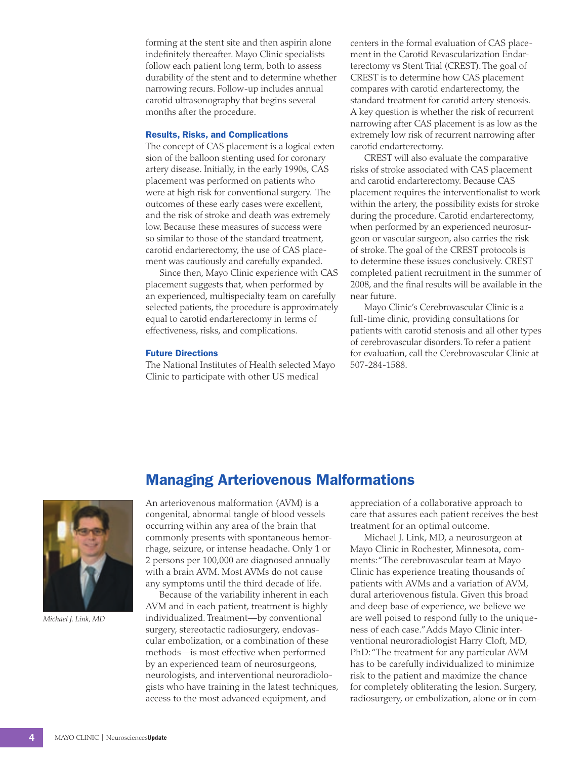forming at the stent site and then aspirin alone indefinitely thereafter. Mayo Clinic specialists follow each patient long term, both to assess durability of the stent and to determine whether narrowing recurs. Follow-up includes annual carotid ultrasonography that begins several months after the procedure.

### Results, Risks, and Complications

The concept of CAS placement is a logical extension of the balloon stenting used for coronary artery disease. Initially, in the early 1990s, CAS placement was performed on patients who were at high risk for conventional surgery. The outcomes of these early cases were excellent, and the risk of stroke and death was extremely low. Because these measures of success were so similar to those of the standard treatment, carotid endarterectomy, the use of CAS placement was cautiously and carefully expanded.

Since then, Mayo Clinic experience with CAS placement suggests that, when performed by an experienced, multispecialty team on carefully selected patients, the procedure is approximately equal to carotid endarterectomy in terms of effectiveness, risks, and complications.

### Future Directions

The National Institutes of Health selected Mayo Clinic to participate with other US medical centers in the formal evaluation of CAS placement in the Carotid Revascularization Endarterectomy vs Stent Trial (CREST). The goal of CREST is to determine how CAS placement compares with carotid endarterectomy, the standard treatment for carotid artery stenosis. A key question is whether the risk of recurrent narrowing after CAS placement is as low as the extremely low risk of recurrent narrowing after carotid endarterectomy.

CREST will also evaluate the comparative risks of stroke associated with CAS placement and carotid endarterectomy. Because CAS placement requires the interventionalist to work within the artery, the possibility exists for stroke during the procedure. Carotid endarterectomy, when performed by an experienced neurosurgeon or vascular surgeon, also carries the risk of stroke. The goal of the CREST protocols is to determine these issues conclusively. CREST completed patient recruitment in the summer of 2008, and the final results will be available in the near future.

Mayo Clinic's Cerebrovascular Clinic is a full-time clinic, providing consultations for patients with carotid stenosis and all other types of cerebrovascular disorders. To refer a patient for evaluation, call the Cerebrovascular Clinic at 507-284-1588.

## Managing Arteriovenous Malformations

*Michael J. Link, MD*

An arteriovenous malformation (AVM) is a congenital, abnormal tangle of blood vessels occurring within any area of the brain that commonly presents with spontaneous hemorrhage, seizure, or intense headache. Only 1 or 2 persons per 100,000 are diagnosed annually with a brain AVM. Most AVMs do not cause any symptoms until the third decade of life.

Because of the variability inherent in each AVM and in each patient, treatment is highly individualized. Treatment—by conventional surgery, stereotactic radiosurgery, endovascular embolization, or a combination of these methods—is most effective when performed by an experienced team of neurosurgeons, neurologists, and interventional neuroradiologists who have training in the latest techniques, access to the most advanced equipment, and appreciation of a collaborative approach to care that assures each patient receives the best treatment for an optimal outcome.

Michael J. Link, MD, a neurosurgeon at Mayo Clinic in Rochester, Minnesota, comments: "The cerebrovascular team at Mayo Clinic has experience treating thousands of patients with AVMs and a variation of AVM, dural arteriovenous fistula. Given this broad and deep base of experience, we believe we are well poised to respond fully to the uniqueness of each case." Adds Mayo Clinic interventional neuroradiologist Harry Cloft, MD, PhD: "The treatment for any particular AVM has to be carefully individualized to minimize risk to the patient and maximize the chance for completely obliterating the lesion. Surgery, radiosurgery, or embolization, alone or in com-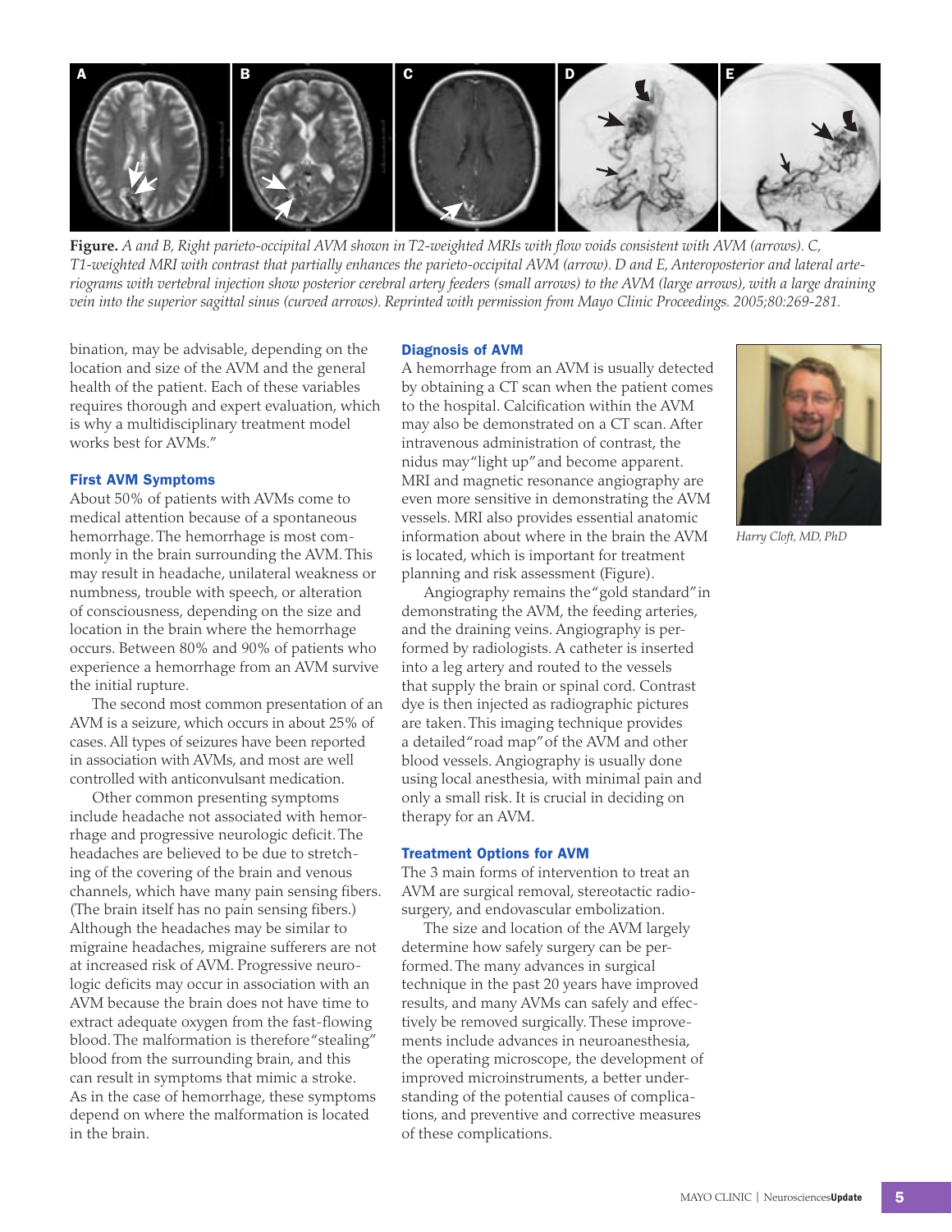**Figure.** *A and B, Right parieto-occipital AVM shown in T2-weighted MRIs with flow voids consistent with AVM (arrows). C, T1-weighted MRI with contrast that partially enhances the parieto-occipital AVM (arrow). D and E, Anteroposterior and lateral arteriograms with vertebral injection show posterior cerebral artery feeders (small arrows) to the AVM (large arrows), with a large draining vein into the superior sagittal sinus (curved arrows). Reprinted with permission from Mayo Clinic Proceedings. 2005;80:269-281.*

bination, may be advisable, depending on the location and size of the AVM and the general health of the patient. Each of these variables requires thorough and expert evaluation, which is why a multidisciplinary treatment model works best for AVMs."

### First AVM Symptoms

About 50% of patients with AVMs come to medical attention because of a spontaneous hemorrhage. The hemorrhage is most commonly in the brain surrounding the AVM. This may result in headache, unilateral weakness or numbness, trouble with speech, or alteration of consciousness, depending on the size and location in the brain where the hemorrhage occurs. Between 80% and 90% of patients who experience a hemorrhage from an AVM survive the initial rupture.

The second most common presentation of an AVM is a seizure, which occurs in about 25% of cases. All types of seizures have been reported in association with AVMs, and most are well controlled with anticonvulsant medication.

Other common presenting symptoms include headache not associated with hemorrhage and progressive neurologic deficit. The headaches are believed to be due to stretching of the covering of the brain and venous channels, which have many pain sensing fibers. (The brain itself has no pain sensing fibers.) Although the headaches may be similar to migraine headaches, migraine sufferers are not at increased risk of AVM. Progressive neurologic deficits may occur in association with an AVM because the brain does not have time to extract adequate oxygen from the fast-flowing blood. The malformation is therefore "stealing" blood from the surrounding brain, and this can result in symptoms that mimic a stroke. As in the case of hemorrhage, these symptoms depend on where the malformation is located in the brain.

### Diagnosis of AVM

A hemorrhage from an AVM is usually detected by obtaining a CT scan when the patient comes to the hospital. Calcification within the AVM may also be demonstrated on a CT scan. After intravenous administration of contrast, the nidus may "light up" and become apparent. MRI and magnetic resonance angiography are even more sensitive in demonstrating the AVM vessels. MRI also provides essential anatomic information about where in the brain the AVM is located, which is important for treatment planning and risk assessment (Figure).

Angiography remains the "gold standard" in demonstrating the AVM, the feeding arteries, and the draining veins. Angiography is performed by radiologists. A catheter is inserted into a leg artery and routed to the vessels that supply the brain or spinal cord. Contrast dye is then injected as radiographic pictures are taken. This imaging technique provides a detailed "road map" of the AVM and other blood vessels. Angiography is usually done using local anesthesia, with minimal pain and only a small risk. It is crucial in deciding on therapy for an AVM.

### Treatment Options for AVM

The 3 main forms of intervention to treat an AVM are surgical removal, stereotactic radiosurgery, and endovascular embolization.

The size and location of the AVM largely determine how safely surgery can be performed. The many advances in surgical technique in the past 20 years have improved results, and many AVMs can safely and effectively be removed surgically. These improvements include advances in neuroanesthesia, the operating microscope, the development of improved microinstruments, a better understanding of the potential causes of complications, and preventive and corrective measures of these complications.

*Harry Cloft, MD, PhD*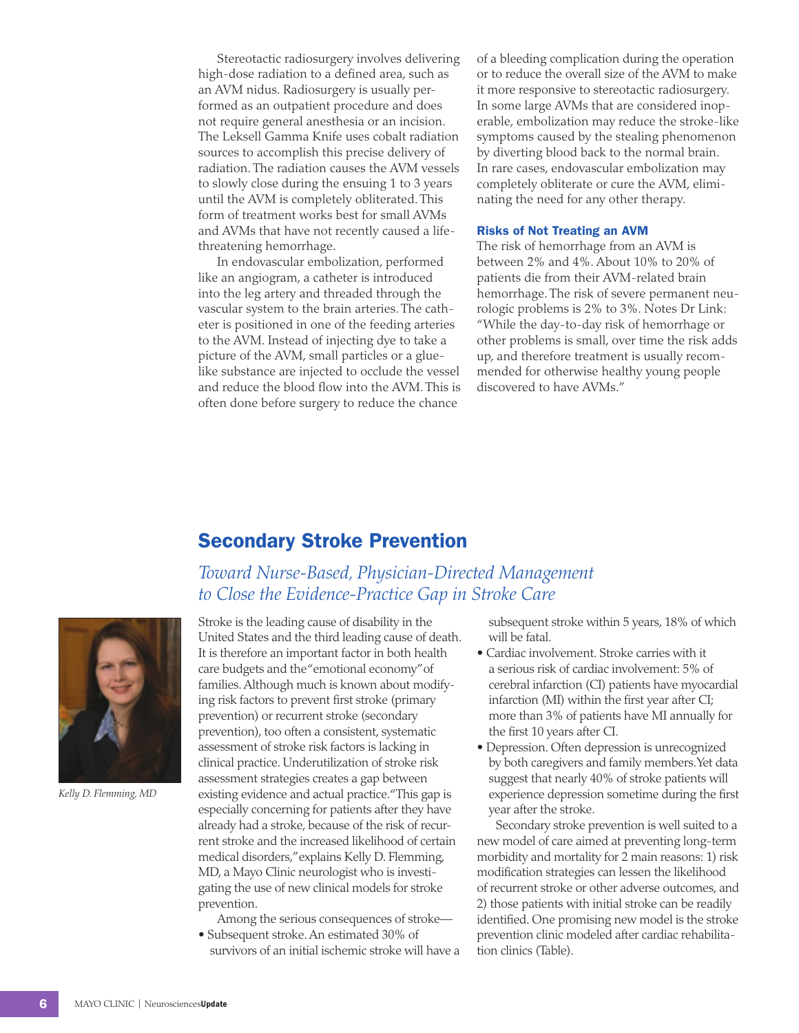Stereotactic radiosurgery involves delivering high-dose radiation to a defined area, such as an AVM nidus. Radiosurgery is usually performed as an outpatient procedure and does not require general anesthesia or an incision. The Leksell Gamma Knife uses cobalt radiation sources to accomplish this precise delivery of radiation. The radiation causes the AVM vessels to slowly close during the ensuing 1 to 3 years until the AVM is completely obliterated. This form of treatment works best for small AVMs and AVMs that have not recently caused a life-threatening hemorrhage.

In endovascular embolization, performed like an angiogram, a catheter is introduced into the leg artery and threaded through the vascular system to the brain arteries. The catheter is positioned in one of the feeding arteries to the AVM. Instead of injecting dye to take a picture of the AVM, small particles or a glue-like substance are injected to occlude the vessel and reduce the blood flow into the AVM. This is often done before surgery to reduce the chance of a bleeding complication during the operation or to reduce the overall size of the AVM to make it more responsive to stereotactic radiosurgery. In some large AVMs that are considered inoperable, embolization may reduce the stroke-like symptoms caused by the stealing phenomenon by diverting blood back to the normal brain. In rare cases, endovascular embolization may completely obliterate or cure the AVM, eliminating the need for any other therapy.

### Risks of Not Treating an AVM

The risk of hemorrhage from an AVM is between 2% and 4%. About 10% to 20% of patients die from their AVM-related brain hemorrhage. The risk of severe permanent neurologic problems is 2% to 3%. Notes Dr Link: "While the day-to-day risk of hemorrhage or other problems is small, over time the risk adds up, and therefore treatment is usually recommended for otherwise healthy young people discovered to have AVMs."

## Secondary Stroke Prevention

*Toward Nurse-Based, Physician-Directed Management to Close the Evidence-Practice Gap in Stroke Care*

*Kelly D. Flemming, MD*

Stroke is the leading cause of disability in the United States and the third leading cause of death. It is therefore an important factor in both health care budgets and the "emotional economy" of families. Although much is known about modifying risk factors to prevent first stroke (primary prevention) or recurrent stroke (secondary prevention), too often a consistent, systematic assessment of stroke risk factors is lacking in clinical practice. Underutilization of stroke risk assessment strategies creates a gap between existing evidence and actual practice. "This gap is especially concerning for patients after they have already had a stroke, because of the risk of recurrent stroke and the increased likelihood of certain medical disorders," explains Kelly D. Flemming, MD, a Mayo Clinic neurologist who is investigating the use of new clinical models for stroke prevention.

Among the serious consequences of stroke—

- Subsequent stroke. An estimated 30% of survivors of an initial ischemic stroke will have a subsequent stroke within 5 years, 18% of which will be fatal.
- Cardiac involvement. Stroke carries with it a serious risk of cardiac involvement: 5% of cerebral infarction (CI) patients have myocardial infarction (MI) within the first year after CI; more than 3% of patients have MI annually for the first 10 years after CI.
- Depression. Often depression is unrecognized by both caregivers and family members. Yet data suggest that nearly 40% of stroke patients will experience depression sometime during the first year after the stroke.

Secondary stroke prevention is well suited to a new model of care aimed at preventing long-term morbidity and mortality for 2 main reasons: 1) risk modification strategies can lessen the likelihood of recurrent stroke or other adverse outcomes, and 2) those patients with initial stroke can be readily identified. One promising new model is the stroke prevention clinic modeled after cardiac rehabilitation clinics (Table).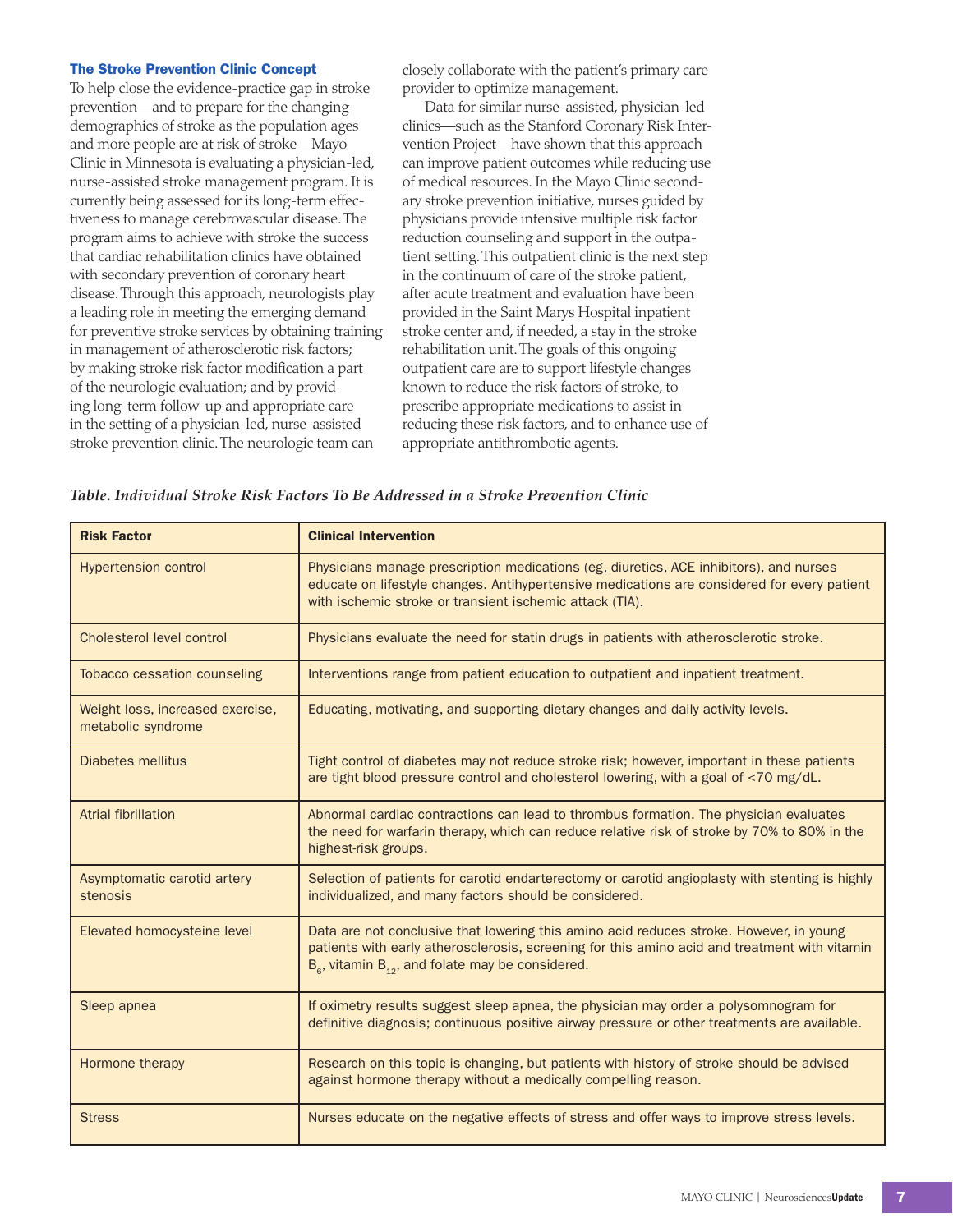### The Stroke Prevention Clinic Concept

To help close the evidence-practice gap in stroke prevention—and to prepare for the changing demographics of stroke as the population ages and more people are at risk of stroke—Mayo Clinic in Minnesota is evaluating a physician-led, nurse-assisted stroke management program. It is currently being assessed for its long-term effectiveness to manage cerebrovascular disease. The program aims to achieve with stroke the success that cardiac rehabilitation clinics have obtained with secondary prevention of coronary heart disease. Through this approach, neurologists play a leading role in meeting the emerging demand for preventive stroke services by obtaining training in management of atherosclerotic risk factors; by making stroke risk factor modification a part of the neurologic evaluation; and by providing long-term follow-up and appropriate care in the setting of a physician-led, nurse-assisted stroke prevention clinic. The neurologic team can closely collaborate with the patient's primary care provider to optimize management.

Data for similar nurse-assisted, physician-led clinics—such as the Stanford Coronary Risk Intervention Project—have shown that this approach can improve patient outcomes while reducing use of medical resources. In the Mayo Clinic secondary stroke prevention initiative, nurses guided by physicians provide intensive multiple risk factor reduction counseling and support in the outpatient setting. This outpatient clinic is the next step in the continuum of care of the stroke patient, after acute treatment and evaluation have been provided in the Saint Marys Hospital inpatient stroke center and, if needed, a stay in the stroke rehabilitation unit. The goals of this ongoing outpatient care are to support lifestyle changes known to reduce the risk factors of stroke, to prescribe appropriate medications to assist in reducing these risk factors, and to enhance use of appropriate antithrombotic agents.

***Table. Individual Stroke Risk Factors To Be Addressed in a Stroke Prevention Clinic***

| Risk Factor | Clinical Intervention |
|---|---|
| Hypertension control | Physicians manage prescription medications (eg, diuretics, ACE inhibitors), and nurses educate on lifestyle changes. Antihypertensive medications are considered for every patient with ischemic stroke or transient ischemic attack (TIA). |
| Cholesterol level control | Physicians evaluate the need for statin drugs in patients with atherosclerotic stroke. |
| Tobacco cessation counseling | Interventions range from patient education to outpatient and inpatient treatment. |
| Weight loss, increased exercise, metabolic syndrome | Educating, motivating, and supporting dietary changes and daily activity levels. |
| Diabetes mellitus | Tight control of diabetes may not reduce stroke risk; however, important in these patients are tight blood pressure control and cholesterol lowering, with a goal of <70 mg/dL. |
| Atrial fibrillation | Abnormal cardiac contractions can lead to thrombus formation. The physician evaluates the need for warfarin therapy, which can reduce relative risk of stroke by 70% to 80% in the highest-risk groups. |
| Asymptomatic carotid artery stenosis | Selection of patients for carotid endarterectomy or carotid angioplasty with stenting is highly individualized, and many factors should be considered. |
| Elevated homocysteine level | Data are not conclusive that lowering this amino acid reduces stroke. However, in young patients with early atherosclerosis, screening for this amino acid and treatment with vitamin $B_6$, vitamin $B_{12}$, and folate may be considered. |
| Sleep apnea | If oximetry results suggest sleep apnea, the physician may order a polysomnogram for definitive diagnosis; continuous positive airway pressure or other treatments are available. |
| Hormone therapy | Research on this topic is changing, but patients with history of stroke should be advised against hormone therapy without a medically compelling reason. |
| Stress | Nurses educate on the negative effects of stress and offer ways to improve stress levels. |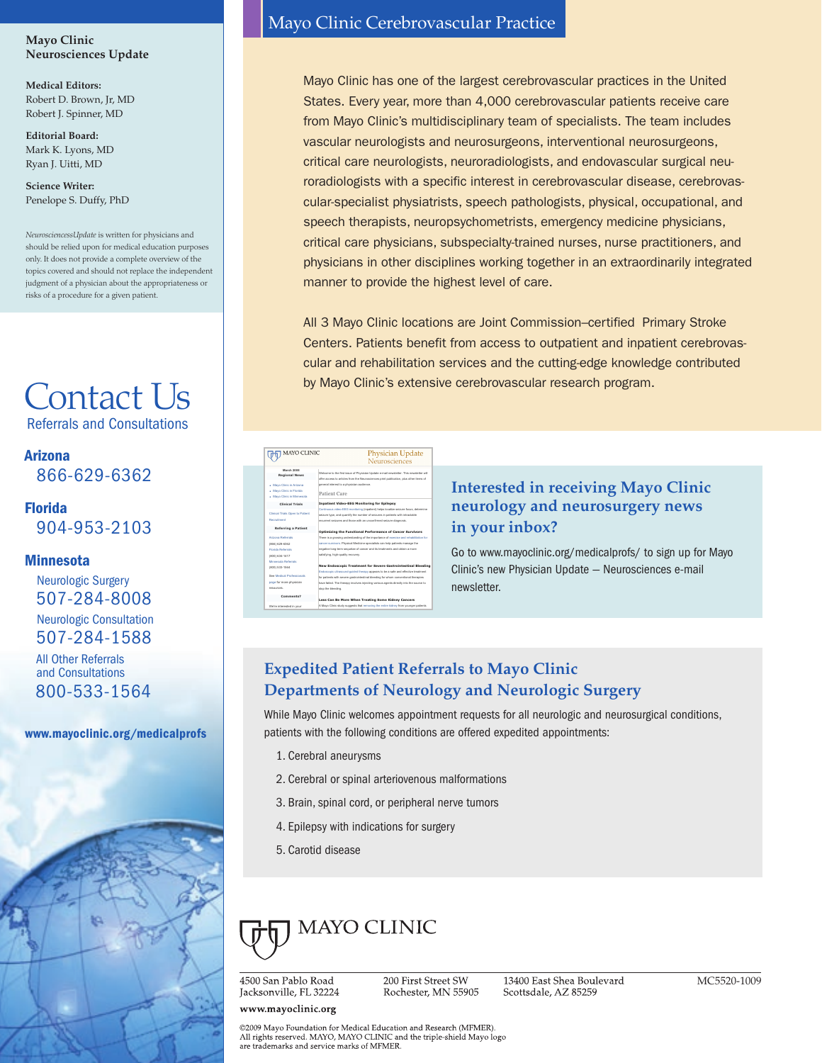**Mayo Clinic Neurosciences Update**

**Medical Editors:**
Robert D. Brown, Jr, MD
Robert J. Spinner, MD

**Editorial Board:**
Mark K. Lyons, MD
Ryan J. Uitti, MD

**Science Writer:**
Penelope S. Duffy, PhD

*NeurosciencessUpdate* is written for physicians and should be relied upon for medical education purposes only. It does not provide a complete overview of the topics covered and should not replace the independent judgment of a physician about the appropriateness or risks of a procedure for a given patient.

# Contact Us

Referrals and Consultations

**Arizona**
866-629-6362

**Florida**
904-953-2103

**Minnesota**

Neurologic Surgery
507-284-8008

Neurologic Consultation
507-284-1588

All Other Referrals and Consultations
800-533-1564

**www.mayoclinic.org/medicalprofs**

## Mayo Clinic Cerebrovascular Practice

Mayo Clinic has one of the largest cerebrovascular practices in the United States. Every year, more than 4,000 cerebrovascular patients receive care from Mayo Clinic's multidisciplinary team of specialists. The team includes vascular neurologists and neurosurgeons, interventional neurosurgeons, critical care neurologists, neuroradiologists, and endovascular surgical neuroradiologists with a specific interest in cerebrovascular disease, cerebrovascular-specialist physiatrists, speech pathologists, physical, occupational, and speech therapists, neuropsychometrists, emergency medicine physicians, critical care physicians, subspecialty-trained nurses, nurse practitioners, and physicians in other disciplines working together in an extraordinarily integrated manner to provide the highest level of care.

All 3 Mayo Clinic locations are Joint Commission–certified Primary Stroke Centers. Patients benefit from access to outpatient and inpatient cerebrovascular and rehabilitation services and the cutting-edge knowledge contributed by Mayo Clinic's extensive cerebrovascular research program.

### Interested in receiving Mayo Clinic neurology and neurosurgery news in your inbox?

Go to www.mayoclinic.org/medicalprofs/ to sign up for Mayo Clinic's new Physician Update – Neurosciences e-mail newsletter.

### Expedited Patient Referrals to Mayo Clinic Departments of Neurology and Neurologic Surgery

While Mayo Clinic welcomes appointment requests for all neurologic and neurosurgical conditions, patients with the following conditions are offered expedited appointments:

1. Cerebral aneurysms
2. Cerebral or spinal arteriovenous malformations
3. Brain, spinal cord, or peripheral nerve tumors
4. Epilepsy with indications for surgery
5. Carotid disease

MAYO CLINIC

4500 San Pablo Road
Jacksonville, FL 32224

200 First Street SW
Rochester, MN 55905

13400 East Shea Boulevard
Scottsdale, AZ 85259

MC5520-1009

www.mayoclinic.org

©2009 Mayo Foundation for Medical Education and Research (MFMER). All rights reserved. MAYO, MAYO CLINIC and the triple-shield Mayo logo are trademarks and service marks of MFMER.